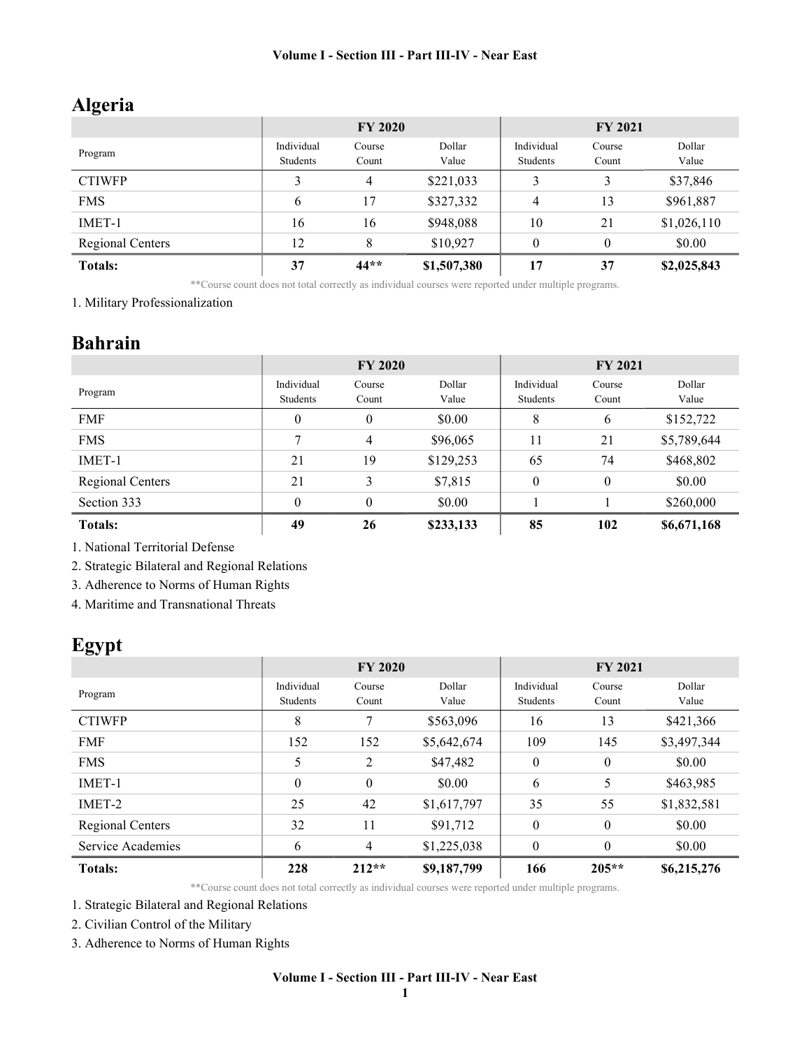## Algeria

| Program | FY 2020 | | | FY 2021 | | |
|---|---|---|---|---|---|---|
| | Individual Students | Course Count | Dollar Value | Individual Students | Course Count | Dollar Value |
| CTIWFP | 3 | 4 | $221,033 | 3 | 3 | $37,846 |
| FMS | 6 | 17 | $327,332 | 4 | 13 | $961,887 |
| IMET-1 | 16 | 16 | $948,088 | 10 | 21 | $1,026,110 |
| Regional Centers | 12 | 8 | $10,927 | 0 | 0 | $0.00 |
| **Totals:** | **37** | **44**** | **$1,507,380** | **17** | **37** | **$2,025,843** |

**Course count does not total correctly as individual courses were reported under multiple programs.

1. Military Professionalization

## Bahrain

| Program | FY 2020 | | | FY 2021 | | |
|---|---|---|---|---|---|---|
| | Individual Students | Course Count | Dollar Value | Individual Students | Course Count | Dollar Value |
| FMF | 0 | 0 | $0.00 | 8 | 6 | $152,722 |
| FMS | 7 | 4 | $96,065 | 11 | 21 | $5,789,644 |
| IMET-1 | 21 | 19 | $129,253 | 65 | 74 | $468,802 |
| Regional Centers | 21 | 3 | $7,815 | 0 | 0 | $0.00 |
| Section 333 | 0 | 0 | $0.00 | 1 | 1 | $260,000 |
| **Totals:** | **49** | **26** | **$233,133** | **85** | **102** | **$6,671,168** |

1. National Territorial Defense
2. Strategic Bilateral and Regional Relations
3. Adherence to Norms of Human Rights
4. Maritime and Transnational Threats

## Egypt

| Program | FY 2020 | | | FY 2021 | | |
|---|---|---|---|---|---|---|
| | Individual Students | Course Count | Dollar Value | Individual Students | Course Count | Dollar Value |
| CTIWFP | 8 | 7 | $563,096 | 16 | 13 | $421,366 |
| FMF | 152 | 152 | $5,642,674 | 109 | 145 | $3,497,344 |
| FMS | 5 | 2 | $47,482 | 0 | 0 | $0.00 |
| IMET-1 | 0 | 0 | $0.00 | 6 | 5 | $463,985 |
| IMET-2 | 25 | 42 | $1,617,797 | 35 | 55 | $1,832,581 |
| Regional Centers | 32 | 11 | $91,712 | 0 | 0 | $0.00 |
| Service Academies | 6 | 4 | $1,225,038 | 0 | 0 | $0.00 |
| **Totals:** | **228** | **212**** | **$9,187,799** | **166** | **205**** | **$6,215,276** |

**Course count does not total correctly as individual courses were reported under multiple programs.

1. Strategic Bilateral and Regional Relations
2. Civilian Control of the Military
3. Adherence to Norms of Human Rights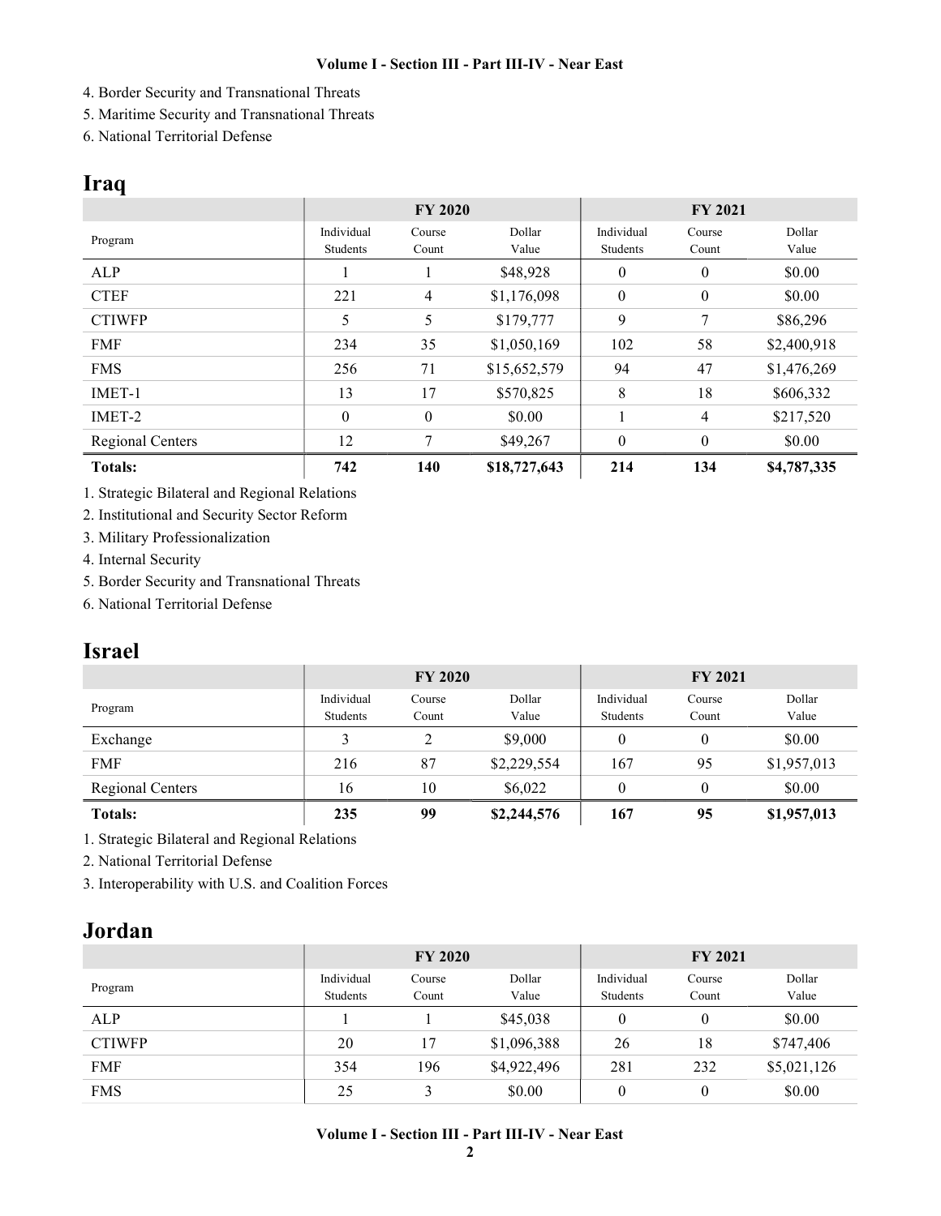4. Border Security and Transnational Threats
5. Maritime Security and Transnational Threats
6. National Territorial Defense

## Iraq

| | FY 2020 | | | FY 2021 | | |
|---|---|---|---|---|---|---|
| Program | Individual Students | Course Count | Dollar Value | Individual Students | Course Count | Dollar Value |
| ALP | 1 | 1 | $48,928 | 0 | 0 | $0.00 |
| CTEF | 221 | 4 | $1,176,098 | 0 | 0 | $0.00 |
| CTIWFP | 5 | 5 | $179,777 | 9 | 7 | $86,296 |
| FMF | 234 | 35 | $1,050,169 | 102 | 58 | $2,400,918 |
| FMS | 256 | 71 | $15,652,579 | 94 | 47 | $1,476,269 |
| IMET-1 | 13 | 17 | $570,825 | 8 | 18 | $606,332 |
| IMET-2 | 0 | 0 | $0.00 | 1 | 4 | $217,520 |
| Regional Centers | 12 | 7 | $49,267 | 0 | 0 | $0.00 |
| **Totals:** | **742** | **140** | **$18,727,643** | **214** | **134** | **$4,787,335** |

1. Strategic Bilateral and Regional Relations
2. Institutional and Security Sector Reform
3. Military Professionalization
4. Internal Security
5. Border Security and Transnational Threats
6. National Territorial Defense

## Israel

| | FY 2020 | | | FY 2021 | | |
|---|---|---|---|---|---|---|
| Program | Individual Students | Course Count | Dollar Value | Individual Students | Course Count | Dollar Value |
| Exchange | 3 | 2 | $9,000 | 0 | 0 | $0.00 |
| FMF | 216 | 87 | $2,229,554 | 167 | 95 | $1,957,013 |
| Regional Centers | 16 | 10 | $6,022 | 0 | 0 | $0.00 |
| **Totals:** | **235** | **99** | **$2,244,576** | **167** | **95** | **$1,957,013** |

1. Strategic Bilateral and Regional Relations
2. National Territorial Defense
3. Interoperability with U.S. and Coalition Forces

## Jordan

| | FY 2020 | | | FY 2021 | | |
|---|---|---|---|---|---|---|
| Program | Individual Students | Course Count | Dollar Value | Individual Students | Course Count | Dollar Value |
| ALP | 1 | 1 | $45,038 | 0 | 0 | $0.00 |
| CTIWFP | 20 | 17 | $1,096,388 | 26 | 18 | $747,406 |
| FMF | 354 | 196 | $4,922,496 | 281 | 232 | $5,021,126 |
| FMS | 25 | 3 | $0.00 | 0 | 0 | $0.00 |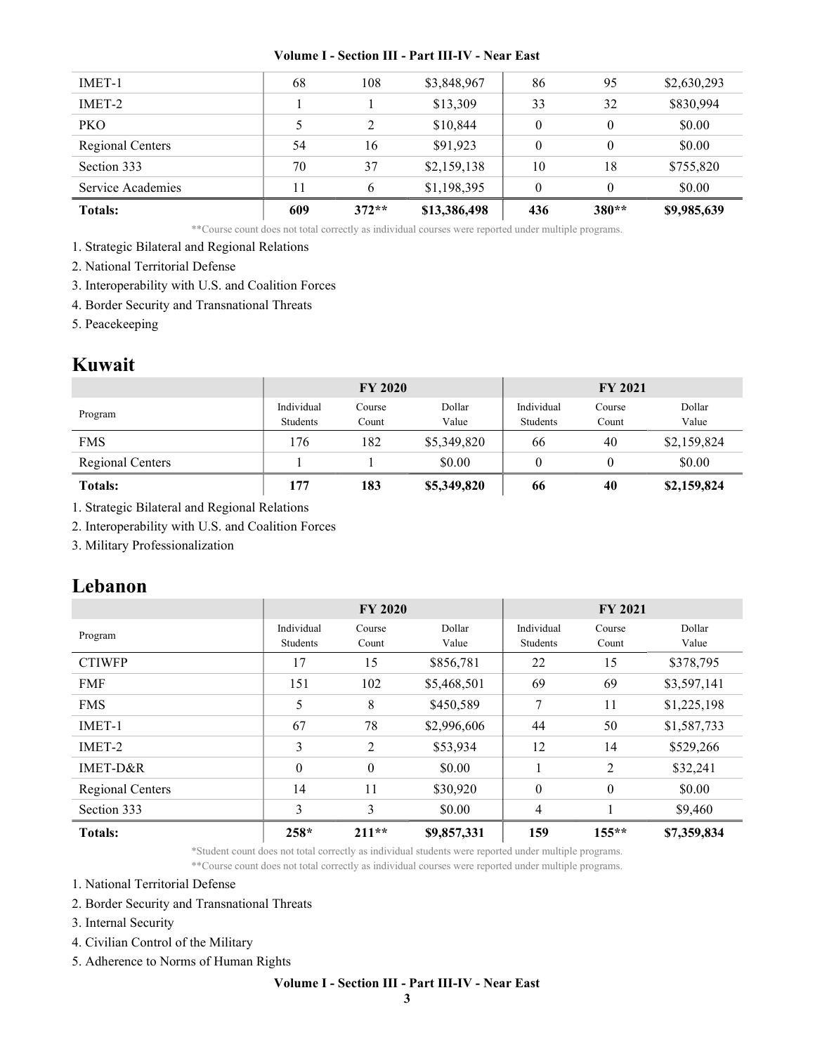| | | | | | | |
|---|---|---|---|---|---|---|
| IMET-1 | 68 | 108 | $3,848,967 | 86 | 95 | $2,630,293 |
| IMET-2 | 1 | 1 | $13,309 | 33 | 32 | $830,994 |
| PKO | 5 | 2 | $10,844 | 0 | 0 | $0.00 |
| Regional Centers | 54 | 16 | $91,923 | 0 | 0 | $0.00 |
| Section 333 | 70 | 37 | $2,159,138 | 10 | 18 | $755,820 |
| Service Academies | 11 | 6 | $1,198,395 | 0 | 0 | $0.00 |
| **Totals:** | **609** | **372**** | **$13,386,498** | **436** | **380**** | **$9,985,639** |

**Course count does not total correctly as individual courses were reported under multiple programs.

1. Strategic Bilateral and Regional Relations
2. National Territorial Defense
3. Interoperability with U.S. and Coalition Forces
4. Border Security and Transnational Threats
5. Peacekeeping

# Kuwait

| | FY 2020 | | | FY 2021 | | |
|---|---|---|---|---|---|---|
| Program | Individual Students | Course Count | Dollar Value | Individual Students | Course Count | Dollar Value |
| FMS | 176 | 182 | $5,349,820 | 66 | 40 | $2,159,824 |
| Regional Centers | 1 | 1 | $0.00 | 0 | 0 | $0.00 |
| **Totals:** | **177** | **183** | **$5,349,820** | **66** | **40** | **$2,159,824** |

1. Strategic Bilateral and Regional Relations
2. Interoperability with U.S. and Coalition Forces
3. Military Professionalization

# Lebanon

| | FY 2020 | | | FY 2021 | | |
|---|---|---|---|---|---|---|
| Program | Individual Students | Course Count | Dollar Value | Individual Students | Course Count | Dollar Value |
| CTIWFP | 17 | 15 | $856,781 | 22 | 15 | $378,795 |
| FMF | 151 | 102 | $5,468,501 | 69 | 69 | $3,597,141 |
| FMS | 5 | 8 | $450,589 | 7 | 11 | $1,225,198 |
| IMET-1 | 67 | 78 | $2,996,606 | 44 | 50 | $1,587,733 |
| IMET-2 | 3 | 2 | $53,934 | 12 | 14 | $529,266 |
| IMET-D&R | 0 | 0 | $0.00 | 1 | 2 | $32,241 |
| Regional Centers | 14 | 11 | $30,920 | 0 | 0 | $0.00 |
| Section 333 | 3 | 3 | $0.00 | 4 | 1 | $9,460 |
| **Totals:** | **258*** | **211**** | **$9,857,331** | **159** | **155**** | **$7,359,834** |

*Student count does not total correctly as individual students were reported under multiple programs.

**Course count does not total correctly as individual courses were reported under multiple programs.

1. National Territorial Defense
2. Border Security and Transnational Threats
3. Internal Security
4. Civilian Control of the Military
5. Adherence to Norms of Human Rights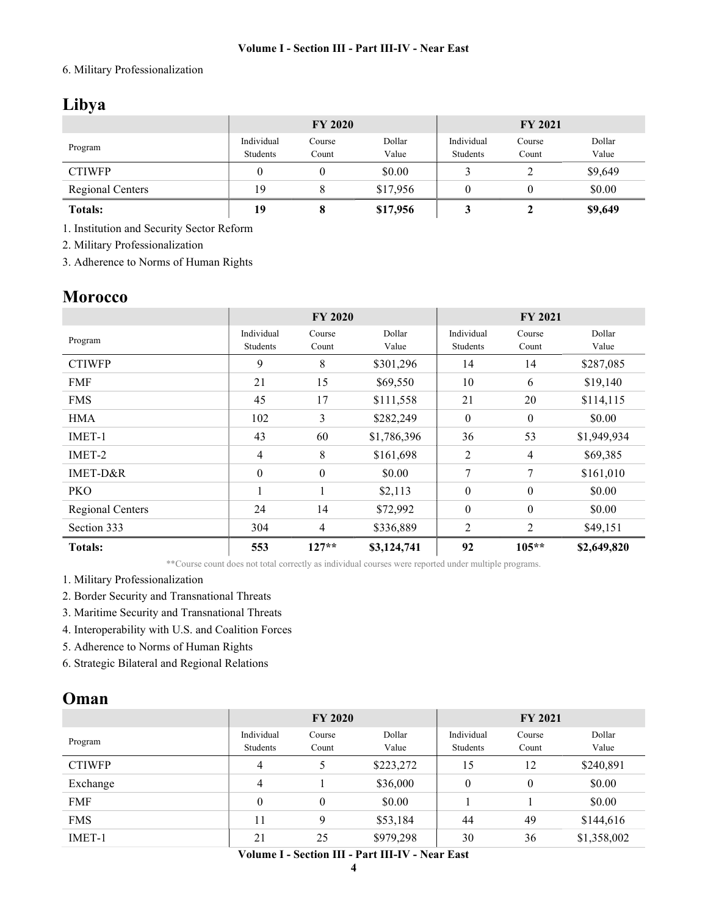6. Military Professionalization

## Libya

| Program | FY 2020 | | | FY 2021 | | |
|---|---|---|---|---|---|---|
| | Individual Students | Course Count | Dollar Value | Individual Students | Course Count | Dollar Value |
| CTIWFP | 0 | 0 | $0.00 | 3 | 2 | $9,649 |
| Regional Centers | 19 | 8 | $17,956 | 0 | 0 | $0.00 |
| **Totals:** | **19** | **8** | **$17,956** | **3** | **2** | **$9,649** |

1. Institution and Security Sector Reform
2. Military Professionalization
3. Adherence to Norms of Human Rights

## Morocco

| Program | FY 2020 | | | FY 2021 | | |
|---|---|---|---|---|---|---|
| | Individual Students | Course Count | Dollar Value | Individual Students | Course Count | Dollar Value |
| CTIWFP | 9 | 8 | $301,296 | 14 | 14 | $287,085 |
| FMF | 21 | 15 | $69,550 | 10 | 6 | $19,140 |
| FMS | 45 | 17 | $111,558 | 21 | 20 | $114,115 |
| HMA | 102 | 3 | $282,249 | 0 | 0 | $0.00 |
| IMET-1 | 43 | 60 | $1,786,396 | 36 | 53 | $1,949,934 |
| IMET-2 | 4 | 8 | $161,698 | 2 | 4 | $69,385 |
| IMET-D&R | 0 | 0 | $0.00 | 7 | 7 | $161,010 |
| PKO | 1 | 1 | $2,113 | 0 | 0 | $0.00 |
| Regional Centers | 24 | 14 | $72,992 | 0 | 0 | $0.00 |
| Section 333 | 304 | 4 | $336,889 | 2 | 2 | $49,151 |
| **Totals:** | **553** | **127**** | **$3,124,741** | **92** | **105**** | **$2,649,820** |

**Course count does not total correctly as individual courses were reported under multiple programs.

1. Military Professionalization
2. Border Security and Transnational Threats
3. Maritime Security and Transnational Threats
4. Interoperability with U.S. and Coalition Forces
5. Adherence to Norms of Human Rights
6. Strategic Bilateral and Regional Relations

## Oman

| Program | FY 2020 | | | FY 2021 | | |
|---|---|---|---|---|---|---|
| | Individual Students | Course Count | Dollar Value | Individual Students | Course Count | Dollar Value |
| CTIWFP | 4 | 5 | $223,272 | 15 | 12 | $240,891 |
| Exchange | 4 | 1 | $36,000 | 0 | 0 | $0.00 |
| FMF | 0 | 0 | $0.00 | 1 | 1 | $0.00 |
| FMS | 11 | 9 | $53,184 | 44 | 49 | $144,616 |
| IMET-1 | 21 | 25 | $979,298 | 30 | 36 | $1,358,002 |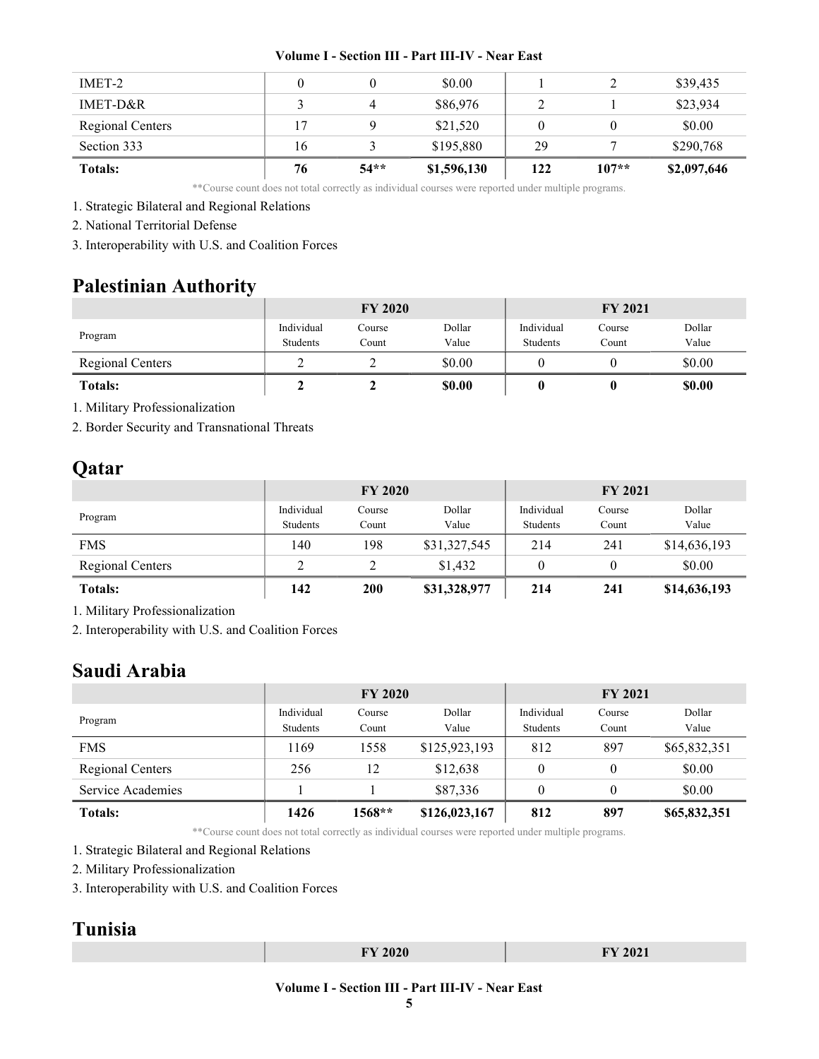| | | | | | | |
|---|---|---|---|---|---|---|
| IMET-2 | 0 | 0 | $0.00 | 1 | 2 | $39,435 |
| IMET-D&R | 3 | 4 | $86,976 | 2 | 1 | $23,934 |
| Regional Centers | 17 | 9 | $21,520 | 0 | 0 | $0.00 |
| Section 333 | 16 | 3 | $195,880 | 29 | 7 | $290,768 |
| **Totals:** | **76** | **54**** | **$1,596,130** | **122** | **107**** | **$2,097,646** |

**Course count does not total correctly as individual courses were reported under multiple programs.

1. Strategic Bilateral and Regional Relations
2. National Territorial Defense
3. Interoperability with U.S. and Coalition Forces

## Palestinian Authority

| | FY 2020 | | | FY 2021 | | |
|---|---|---|---|---|---|---|
| Program | Individual Students | Course Count | Dollar Value | Individual Students | Course Count | Dollar Value |
| Regional Centers | 2 | 2 | $0.00 | 0 | 0 | $0.00 |
| **Totals:** | **2** | **2** | **$0.00** | **0** | **0** | **$0.00** |

1. Military Professionalization
2. Border Security and Transnational Threats

## Qatar

| | FY 2020 | | | FY 2021 | | |
|---|---|---|---|---|---|---|
| Program | Individual Students | Course Count | Dollar Value | Individual Students | Course Count | Dollar Value |
| FMS | 140 | 198 | $31,327,545 | 214 | 241 | $14,636,193 |
| Regional Centers | 2 | 2 | $1,432 | 0 | 0 | $0.00 |
| **Totals:** | **142** | **200** | **$31,328,977** | **214** | **241** | **$14,636,193** |

1. Military Professionalization
2. Interoperability with U.S. and Coalition Forces

## Saudi Arabia

| | FY 2020 | | | FY 2021 | | |
|---|---|---|---|---|---|---|
| Program | Individual Students | Course Count | Dollar Value | Individual Students | Course Count | Dollar Value |
| FMS | 1169 | 1558 | $125,923,193 | 812 | 897 | $65,832,351 |
| Regional Centers | 256 | 12 | $12,638 | 0 | 0 | $0.00 |
| Service Academies | 1 | 1 | $87,336 | 0 | 0 | $0.00 |
| **Totals:** | **1426** | **1568**** | **$126,023,167** | **812** | **897** | **$65,832,351** |

**Course count does not total correctly as individual courses were reported under multiple programs.

1. Strategic Bilateral and Regional Relations
2. Military Professionalization
3. Interoperability with U.S. and Coalition Forces

## Tunisia

| | FY 2020 | | | FY 2021 | | |
|---|---|---|---|---|---|---|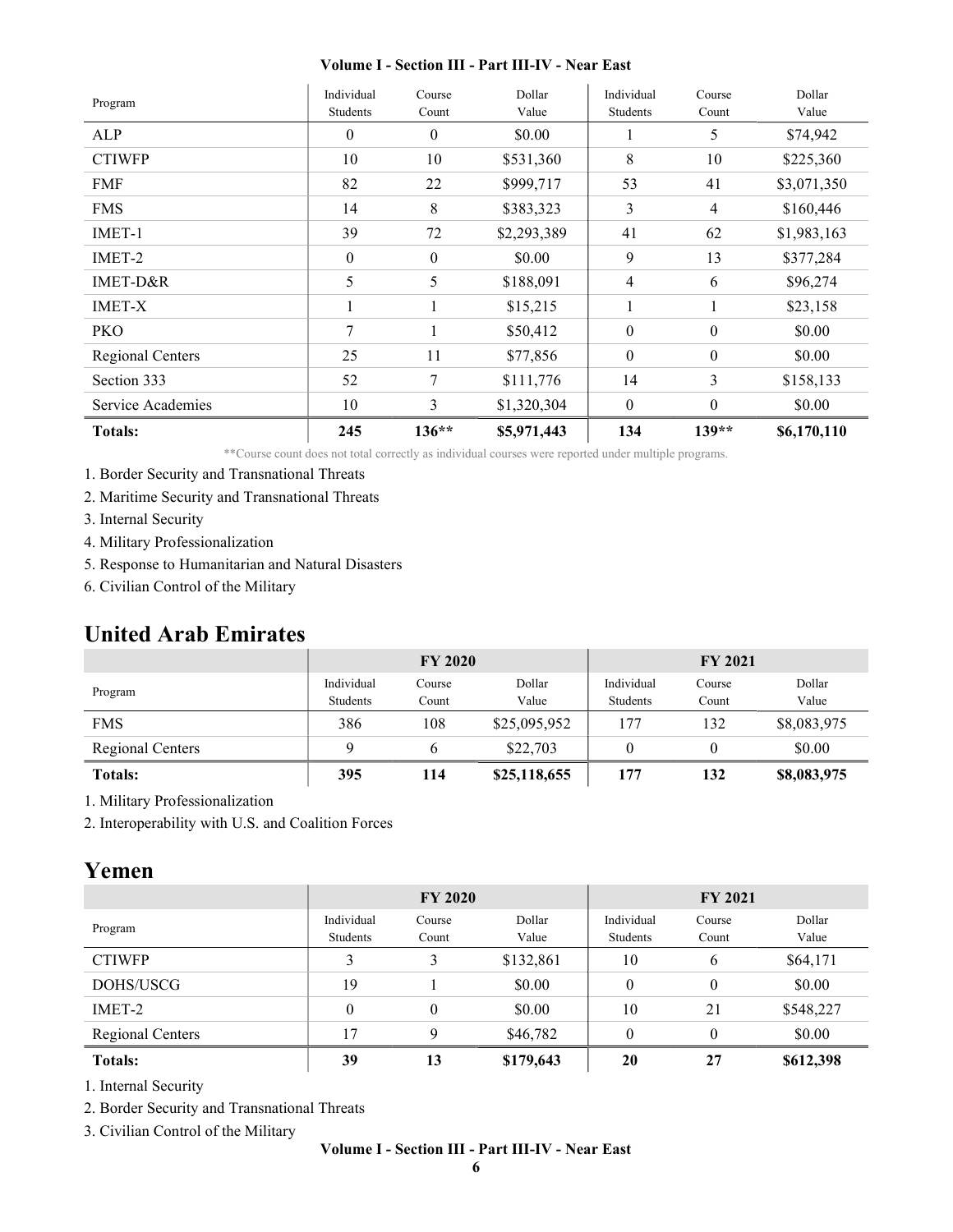| Program | Individual Students | Course Count | Dollar Value | Individual Students | Course Count | Dollar Value |
|---|---|---|---|---|---|---|
| ALP | 0 | 0 | $0.00 | 1 | 5 | $74,942 |
| CTIWFP | 10 | 10 | $531,360 | 8 | 10 | $225,360 |
| FMF | 82 | 22 | $999,717 | 53 | 41 | $3,071,350 |
| FMS | 14 | 8 | $383,323 | 3 | 4 | $160,446 |
| IMET-1 | 39 | 72 | $2,293,389 | 41 | 62 | $1,983,163 |
| IMET-2 | 0 | 0 | $0.00 | 9 | 13 | $377,284 |
| IMET-D&R | 5 | 5 | $188,091 | 4 | 6 | $96,274 |
| IMET-X | 1 | 1 | $15,215 | 1 | 1 | $23,158 |
| PKO | 7 | 1 | $50,412 | 0 | 0 | $0.00 |
| Regional Centers | 25 | 11 | $77,856 | 0 | 0 | $0.00 |
| Section 333 | 52 | 7 | $111,776 | 14 | 3 | $158,133 |
| Service Academies | 10 | 3 | $1,320,304 | 0 | 0 | $0.00 |
| **Totals:** | **245** | **136**** | **$5,971,443** | **134** | **139**** | **$6,170,110** |

**Course count does not total correctly as individual courses were reported under multiple programs.

1. Border Security and Transnational Threats
2. Maritime Security and Transnational Threats
3. Internal Security
4. Military Professionalization
5. Response to Humanitarian and Natural Disasters
6. Civilian Control of the Military

## United Arab Emirates

| | FY 2020 | | | FY 2021 | | |
|---|---|---|---|---|---|---|
| Program | Individual Students | Course Count | Dollar Value | Individual Students | Course Count | Dollar Value |
| FMS | 386 | 108 | $25,095,952 | 177 | 132 | $8,083,975 |
| Regional Centers | 9 | 6 | $22,703 | 0 | 0 | $0.00 |
| **Totals:** | **395** | **114** | **$25,118,655** | **177** | **132** | **$8,083,975** |

1. Military Professionalization
2. Interoperability with U.S. and Coalition Forces

## Yemen

| | FY 2020 | | | FY 2021 | | |
|---|---|---|---|---|---|---|
| Program | Individual Students | Course Count | Dollar Value | Individual Students | Course Count | Dollar Value |
| CTIWFP | 3 | 3 | $132,861 | 10 | 6 | $64,171 |
| DOHS/USCG | 19 | 1 | $0.00 | 0 | 0 | $0.00 |
| IMET-2 | 0 | 0 | $0.00 | 10 | 21 | $548,227 |
| Regional Centers | 17 | 9 | $46,782 | 0 | 0 | $0.00 |
| **Totals:** | **39** | **13** | **$179,643** | **20** | **27** | **$612,398** |

1. Internal Security
2. Border Security and Transnational Threats
3. Civilian Control of the Military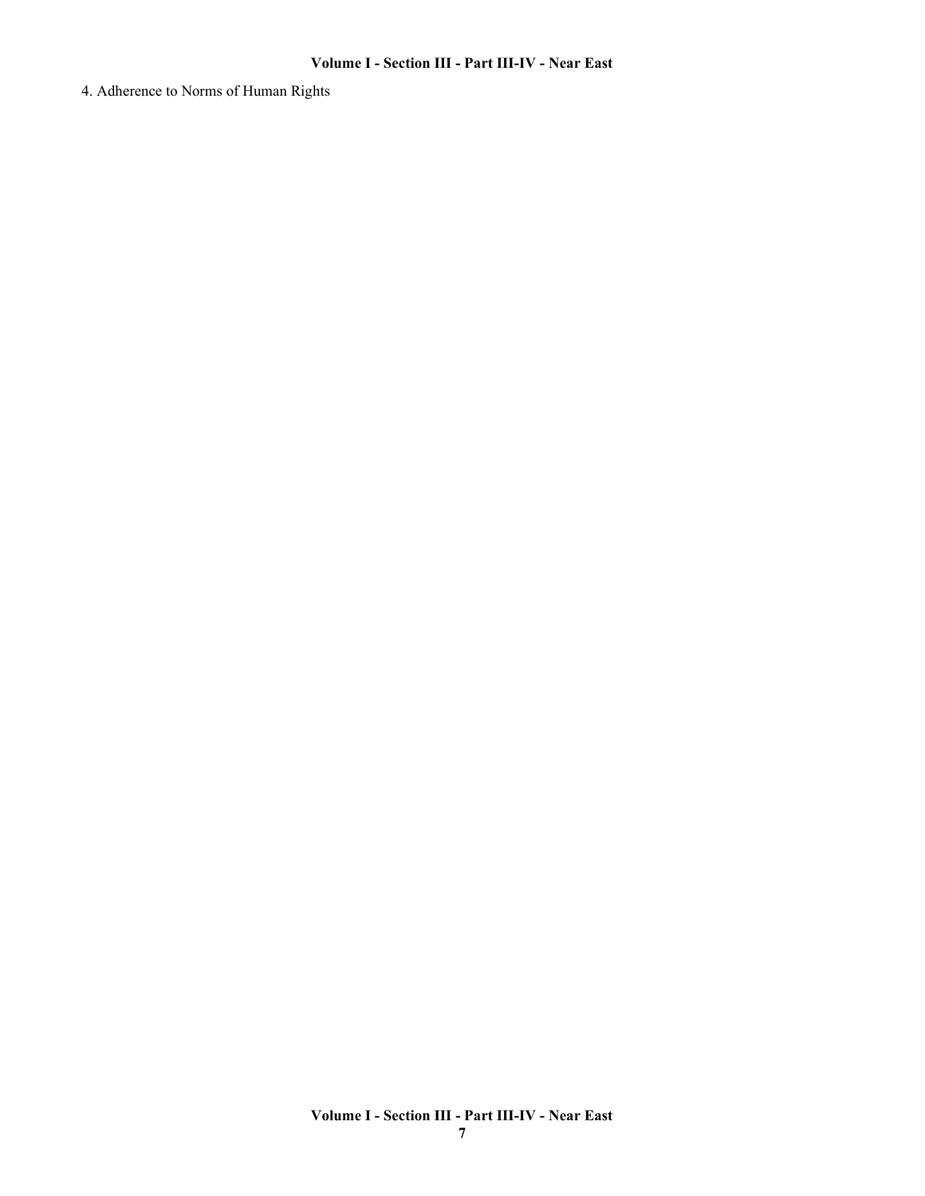4. Adherence to Norms of Human Rights